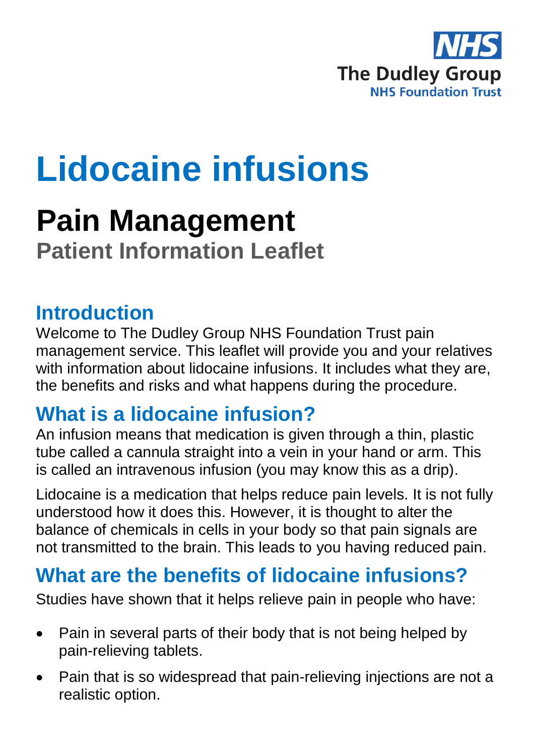NHS
The Dudley Group
NHS Foundation Trust

# Lidocaine infusions

## Pain Management

### Patient Information Leaflet

## Introduction

Welcome to The Dudley Group NHS Foundation Trust pain management service. This leaflet will provide you and your relatives with information about lidocaine infusions. It includes what they are, the benefits and risks and what happens during the procedure.

## What is a lidocaine infusion?

An infusion means that medication is given through a thin, plastic tube called a cannula straight into a vein in your hand or arm. This is called an intravenous infusion (you may know this as a drip).

Lidocaine is a medication that helps reduce pain levels. It is not fully understood how it does this. However, it is thought to alter the balance of chemicals in cells in your body so that pain signals are not transmitted to the brain. This leads to you having reduced pain.

## What are the benefits of lidocaine infusions?

Studies have shown that it helps relieve pain in people who have:

- Pain in several parts of their body that is not being helped by pain-relieving tablets.
- Pain that is so widespread that pain-relieving injections are not a realistic option.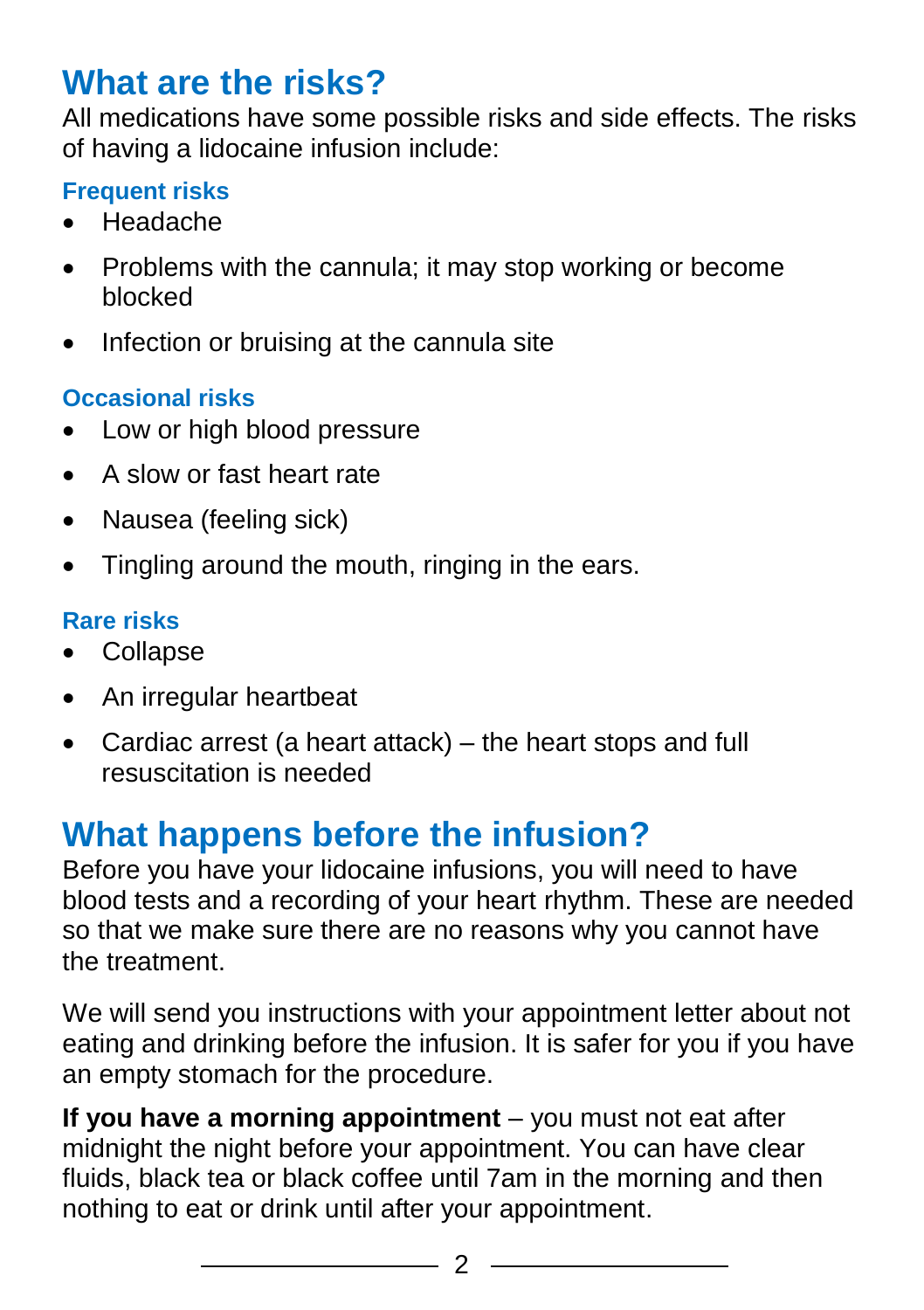## What are the risks?

All medications have some possible risks and side effects. The risks of having a lidocaine infusion include:

### Frequent risks

- Headache
- Problems with the cannula; it may stop working or become blocked
- Infection or bruising at the cannula site

### Occasional risks

- Low or high blood pressure
- A slow or fast heart rate
- Nausea (feeling sick)
- Tingling around the mouth, ringing in the ears.

### Rare risks

- Collapse
- An irregular heartbeat
- Cardiac arrest (a heart attack) – the heart stops and full resuscitation is needed

## What happens before the infusion?

Before you have your lidocaine infusions, you will need to have blood tests and a recording of your heart rhythm. These are needed so that we make sure there are no reasons why you cannot have the treatment.

We will send you instructions with your appointment letter about not eating and drinking before the infusion. It is safer for you if you have an empty stomach for the procedure.

**If you have a morning appointment** – you must not eat after midnight the night before your appointment. You can have clear fluids, black tea or black coffee until 7am in the morning and then nothing to eat or drink until after your appointment.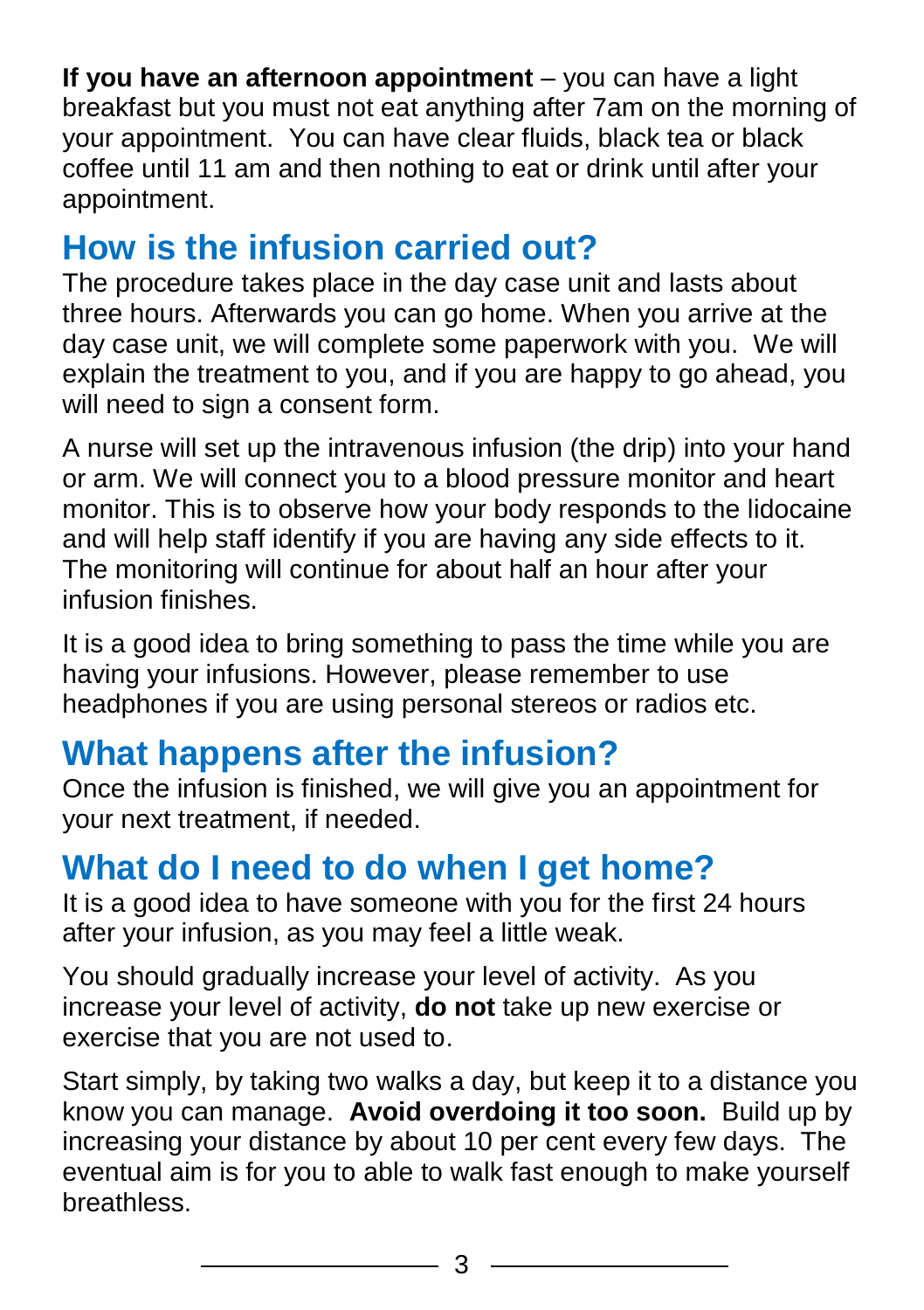**If you have an afternoon appointment** – you can have a light breakfast but you must not eat anything after 7am on the morning of your appointment. You can have clear fluids, black tea or black coffee until 11 am and then nothing to eat or drink until after your appointment.

## How is the infusion carried out?

The procedure takes place in the day case unit and lasts about three hours. Afterwards you can go home. When you arrive at the day case unit, we will complete some paperwork with you. We will explain the treatment to you, and if you are happy to go ahead, you will need to sign a consent form.

A nurse will set up the intravenous infusion (the drip) into your hand or arm. We will connect you to a blood pressure monitor and heart monitor. This is to observe how your body responds to the lidocaine and will help staff identify if you are having any side effects to it. The monitoring will continue for about half an hour after your infusion finishes.

It is a good idea to bring something to pass the time while you are having your infusions. However, please remember to use headphones if you are using personal stereos or radios etc.

## What happens after the infusion?

Once the infusion is finished, we will give you an appointment for your next treatment, if needed.

## What do I need to do when I get home?

It is a good idea to have someone with you for the first 24 hours after your infusion, as you may feel a little weak.

You should gradually increase your level of activity. As you increase your level of activity, **do not** take up new exercise or exercise that you are not used to.

Start simply, by taking two walks a day, but keep it to a distance you know you can manage. **Avoid overdoing it too soon.** Build up by increasing your distance by about 10 per cent every few days. The eventual aim is for you to able to walk fast enough to make yourself breathless.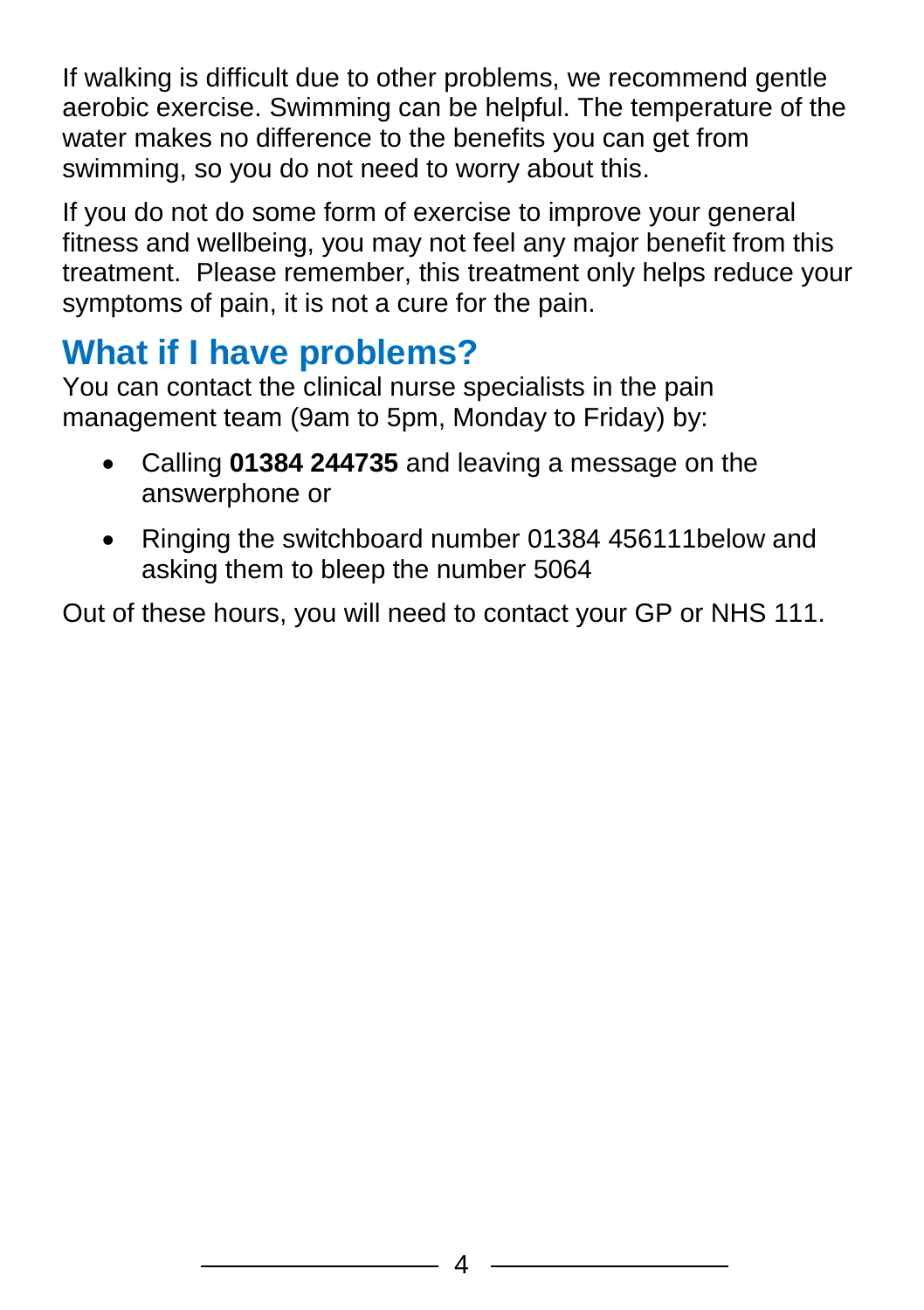If walking is difficult due to other problems, we recommend gentle aerobic exercise. Swimming can be helpful. The temperature of the water makes no difference to the benefits you can get from swimming, so you do not need to worry about this.

If you do not do some form of exercise to improve your general fitness and wellbeing, you may not feel any major benefit from this treatment.  Please remember, this treatment only helps reduce your symptoms of pain, it is not a cure for the pain.

## What if I have problems?

You can contact the clinical nurse specialists in the pain management team (9am to 5pm, Monday to Friday) by:

- Calling **01384 244735** and leaving a message on the answerphone or
- Ringing the switchboard number 01384 456111below and asking them to bleep the number 5064

Out of these hours, you will need to contact your GP or NHS 111.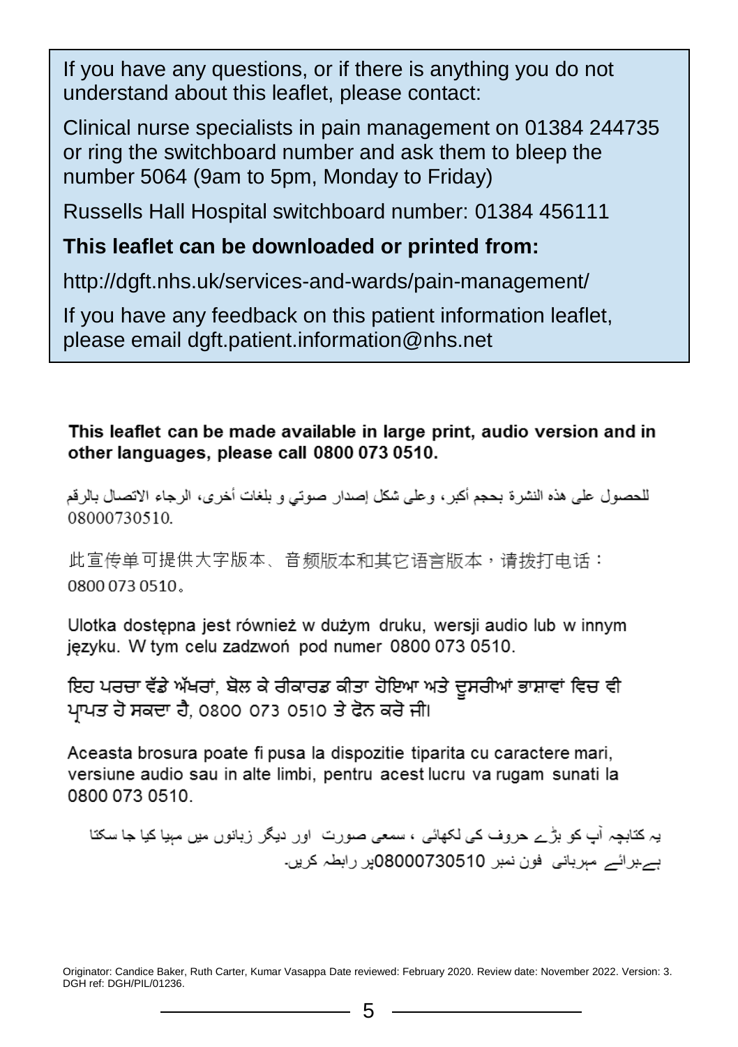If you have any questions, or if there is anything you do not understand about this leaflet, please contact:

Clinical nurse specialists in pain management on 01384 244735 or ring the switchboard number and ask them to bleep the number 5064 (9am to 5pm, Monday to Friday)

Russells Hall Hospital switchboard number: 01384 456111

**This leaflet can be downloaded or printed from:**

http://dgft.nhs.uk/services-and-wards/pain-management/

If you have any feedback on this patient information leaflet, please email dgft.patient.information@nhs.net

**This leaflet can be made available in large print, audio version and in other languages, please call 0800 073 0510.**

للحصول على هذه النشرة بحجم أكبر، وعلى شكل إصدار صوتي و بلغات أخرى، الرجاء الاتصال بالرقم 08000730510.

此宣传单可提供大字版本、音频版本和其它语言版本，请拨打电话：0800 073 0510。

Ulotka dostępna jest również w dużym druku, wersji audio lub w innym języku. W tym celu zadzwoń pod numer 0800 073 0510.

ਇਹ ਪਰਚਾ ਵੱਡੇ ਅੱਖਰਾਂ, ਬੋਲ ਕੇ ਰੀਕਾਰਡ ਕੀਤਾ ਹੋਇਆ ਅਤੇ ਦੂਸਰੀਆਂ ਭਾਸ਼ਾਵਾਂ ਵਿਚ ਵੀ ਪ੍ਰਾਪਤ ਹੋ ਸਕਦਾ ਹੈ, 0800 073 0510 ਤੇ ਫੋਨ ਕਰੋ ਜੀ।

Aceasta brosura poate fi pusa la dispozitie tiparita cu caractere mari, versiune audio sau in alte limbi, pentru acest lucru va rugam sunati la 0800 073 0510.

یہ کتابچہ آپ کو بڑے حروف کی لکھائی ، سمعی صورت اور دیگر زبانوں میں مہیا کیا جا سکتا ہے-برائے مہربانی فون نمبر 08000730510پر رابطہ کریں-

Originator: Candice Baker, Ruth Carter, Kumar Vasappa Date reviewed: February 2020. Review date: November 2022. Version: 3. DGH ref: DGH/PIL/01236.